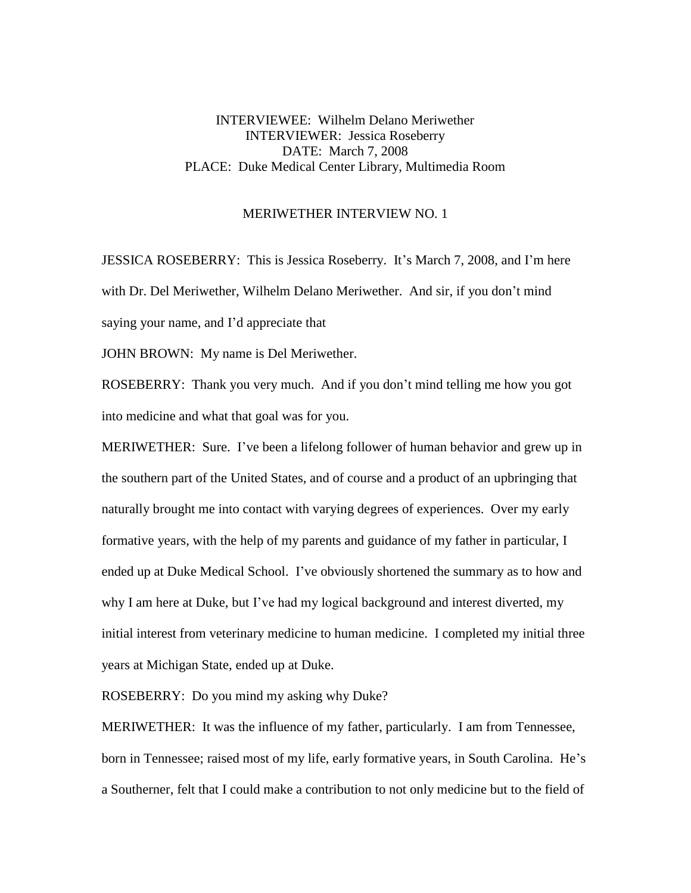INTERVIEWEE: Wilhelm Delano Meriwether
INTERVIEWER: Jessica Roseberry
DATE: March 7, 2008
PLACE: Duke Medical Center Library, Multimedia Room

MERIWETHER INTERVIEW NO. 1

JESSICA ROSEBERRY: This is Jessica Roseberry. It's March 7, 2008, and I'm here with Dr. Del Meriwether, Wilhelm Delano Meriwether. And sir, if you don't mind saying your name, and I'd appreciate that

JOHN BROWN: My name is Del Meriwether.

ROSEBERRY: Thank you very much. And if you don't mind telling me how you got into medicine and what that goal was for you.

MERIWETHER: Sure. I've been a lifelong follower of human behavior and grew up in the southern part of the United States, and of course and a product of an upbringing that naturally brought me into contact with varying degrees of experiences. Over my early formative years, with the help of my parents and guidance of my father in particular, I ended up at Duke Medical School. I've obviously shortened the summary as to how and why I am here at Duke, but I've had my logical background and interest diverted, my initial interest from veterinary medicine to human medicine. I completed my initial three years at Michigan State, ended up at Duke.

ROSEBERRY: Do you mind my asking why Duke?

MERIWETHER: It was the influence of my father, particularly. I am from Tennessee, born in Tennessee; raised most of my life, early formative years, in South Carolina. He's a Southerner, felt that I could make a contribution to not only medicine but to the field of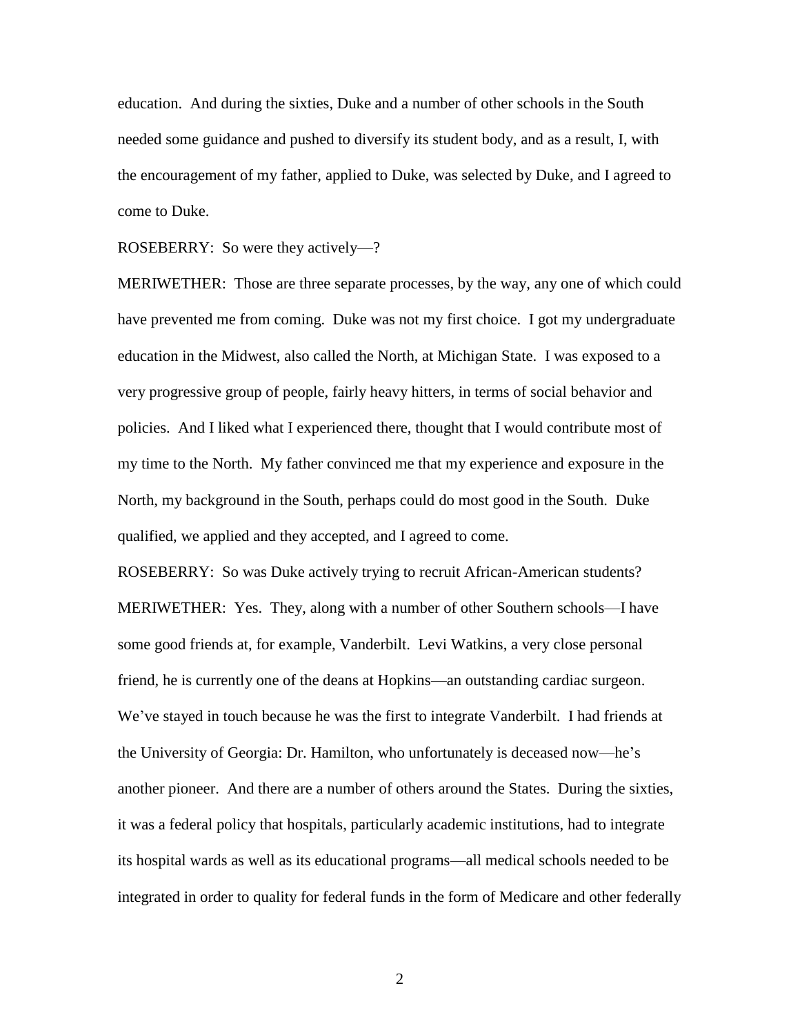education. And during the sixties, Duke and a number of other schools in the South needed some guidance and pushed to diversify its student body, and as a result, I, with the encouragement of my father, applied to Duke, was selected by Duke, and I agreed to come to Duke.

ROSEBERRY: So were they actively—?

MERIWETHER: Those are three separate processes, by the way, any one of which could have prevented me from coming. Duke was not my first choice. I got my undergraduate education in the Midwest, also called the North, at Michigan State. I was exposed to a very progressive group of people, fairly heavy hitters, in terms of social behavior and policies. And I liked what I experienced there, thought that I would contribute most of my time to the North. My father convinced me that my experience and exposure in the North, my background in the South, perhaps could do most good in the South. Duke qualified, we applied and they accepted, and I agreed to come.

ROSEBERRY: So was Duke actively trying to recruit African-American students?

MERIWETHER: Yes. They, along with a number of other Southern schools—I have some good friends at, for example, Vanderbilt. Levi Watkins, a very close personal friend, he is currently one of the deans at Hopkins—an outstanding cardiac surgeon. We've stayed in touch because he was the first to integrate Vanderbilt. I had friends at the University of Georgia: Dr. Hamilton, who unfortunately is deceased now—he's another pioneer. And there are a number of others around the States. During the sixties, it was a federal policy that hospitals, particularly academic institutions, had to integrate its hospital wards as well as its educational programs—all medical schools needed to be integrated in order to quality for federal funds in the form of Medicare and other federally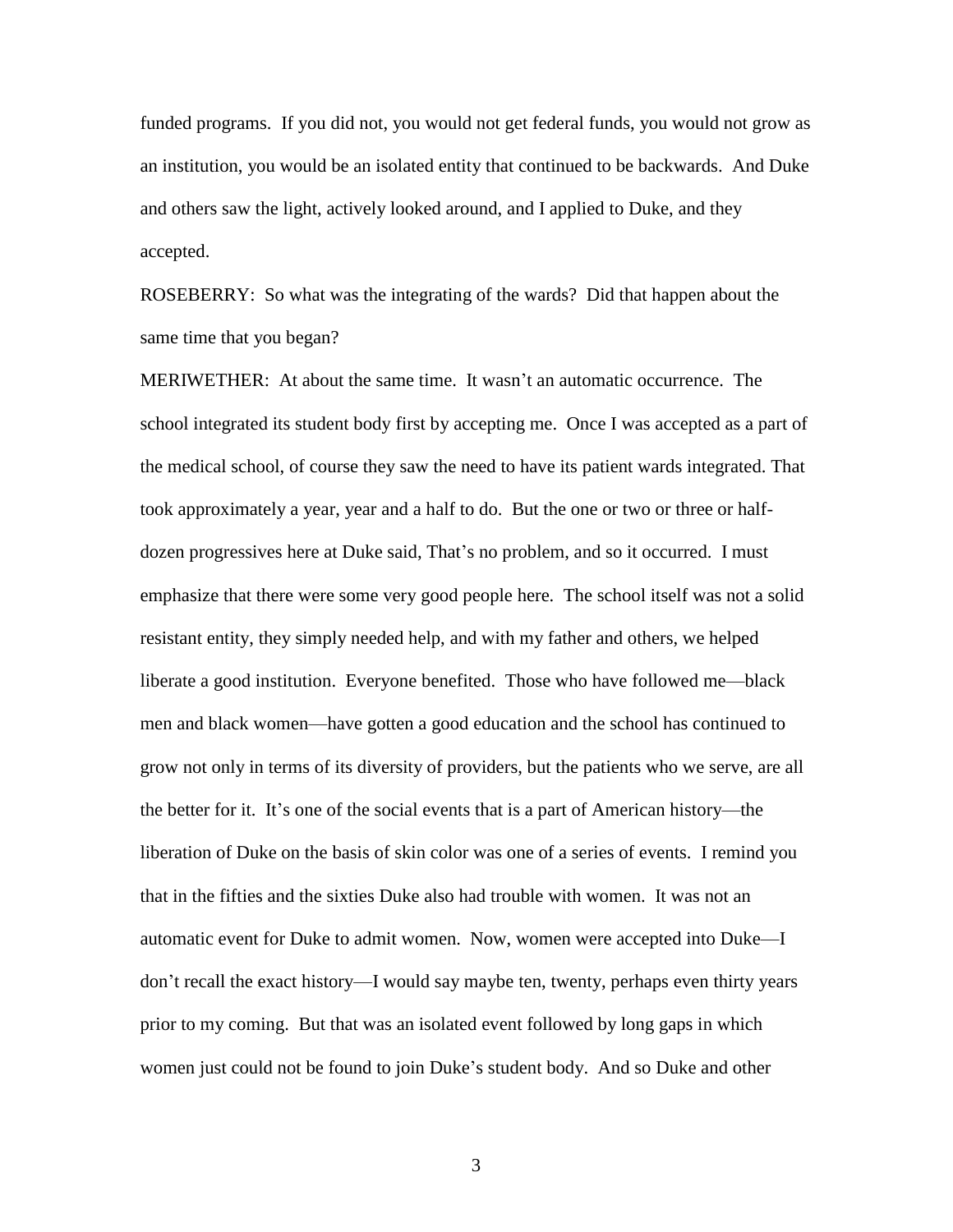funded programs. If you did not, you would not get federal funds, you would not grow as an institution, you would be an isolated entity that continued to be backwards. And Duke and others saw the light, actively looked around, and I applied to Duke, and they accepted.

ROSEBERRY: So what was the integrating of the wards? Did that happen about the same time that you began?

MERIWETHER: At about the same time. It wasn't an automatic occurrence. The school integrated its student body first by accepting me. Once I was accepted as a part of the medical school, of course they saw the need to have its patient wards integrated. That took approximately a year, year and a half to do. But the one or two or three or half-dozen progressives here at Duke said, That's no problem, and so it occurred. I must emphasize that there were some very good people here. The school itself was not a solid resistant entity, they simply needed help, and with my father and others, we helped liberate a good institution. Everyone benefited. Those who have followed me—black men and black women—have gotten a good education and the school has continued to grow not only in terms of its diversity of providers, but the patients who we serve, are all the better for it. It's one of the social events that is a part of American history—the liberation of Duke on the basis of skin color was one of a series of events. I remind you that in the fifties and the sixties Duke also had trouble with women. It was not an automatic event for Duke to admit women. Now, women were accepted into Duke—I don't recall the exact history—I would say maybe ten, twenty, perhaps even thirty years prior to my coming. But that was an isolated event followed by long gaps in which women just could not be found to join Duke's student body. And so Duke and other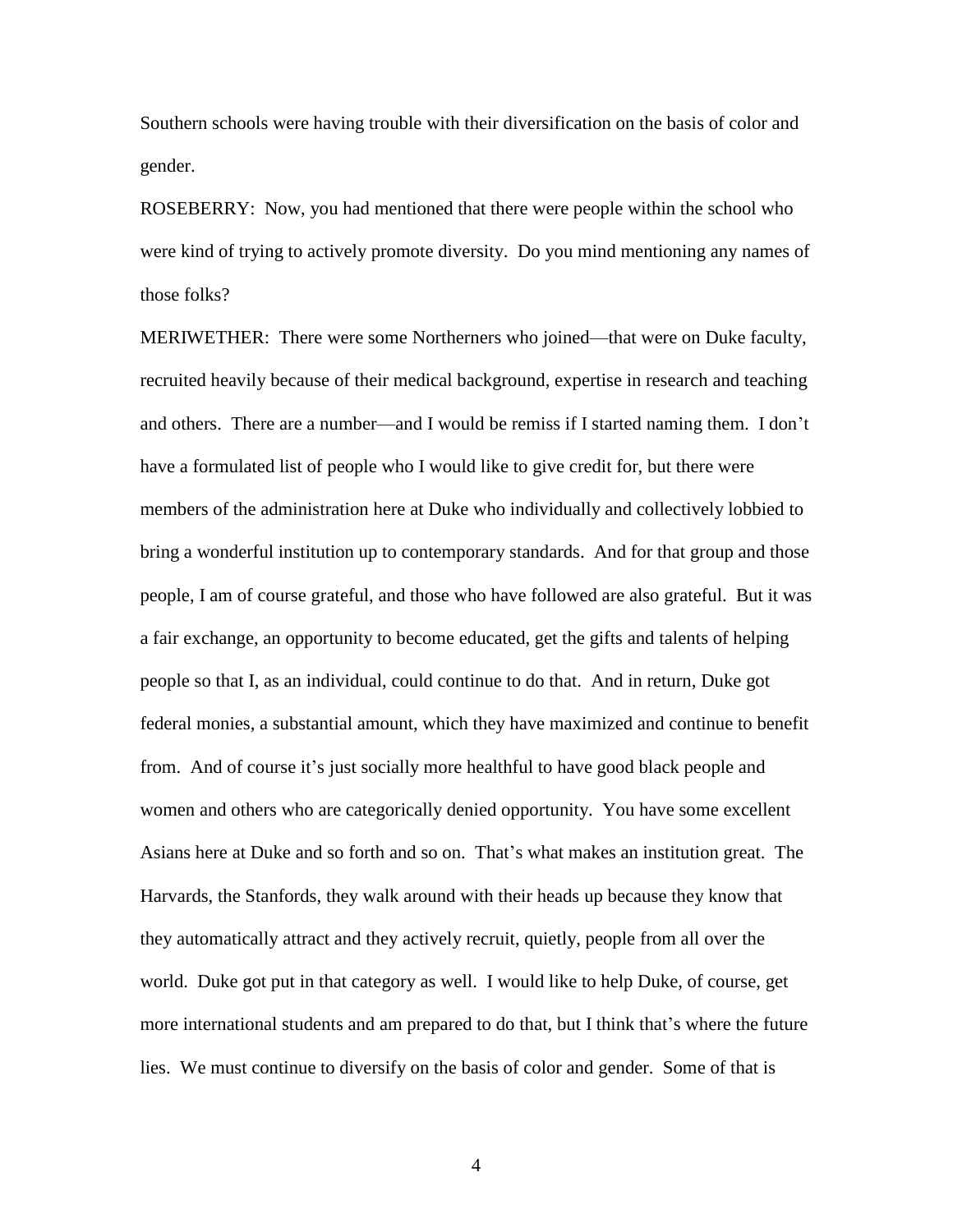Southern schools were having trouble with their diversification on the basis of color and gender.

ROSEBERRY: Now, you had mentioned that there were people within the school who were kind of trying to actively promote diversity. Do you mind mentioning any names of those folks?

MERIWETHER: There were some Northerners who joined—that were on Duke faculty, recruited heavily because of their medical background, expertise in research and teaching and others. There are a number—and I would be remiss if I started naming them. I don't have a formulated list of people who I would like to give credit for, but there were members of the administration here at Duke who individually and collectively lobbied to bring a wonderful institution up to contemporary standards. And for that group and those people, I am of course grateful, and those who have followed are also grateful. But it was a fair exchange, an opportunity to become educated, get the gifts and talents of helping people so that I, as an individual, could continue to do that. And in return, Duke got federal monies, a substantial amount, which they have maximized and continue to benefit from. And of course it's just socially more healthful to have good black people and women and others who are categorically denied opportunity. You have some excellent Asians here at Duke and so forth and so on. That's what makes an institution great. The Harvards, the Stanfords, they walk around with their heads up because they know that they automatically attract and they actively recruit, quietly, people from all over the world. Duke got put in that category as well. I would like to help Duke, of course, get more international students and am prepared to do that, but I think that's where the future lies. We must continue to diversify on the basis of color and gender. Some of that is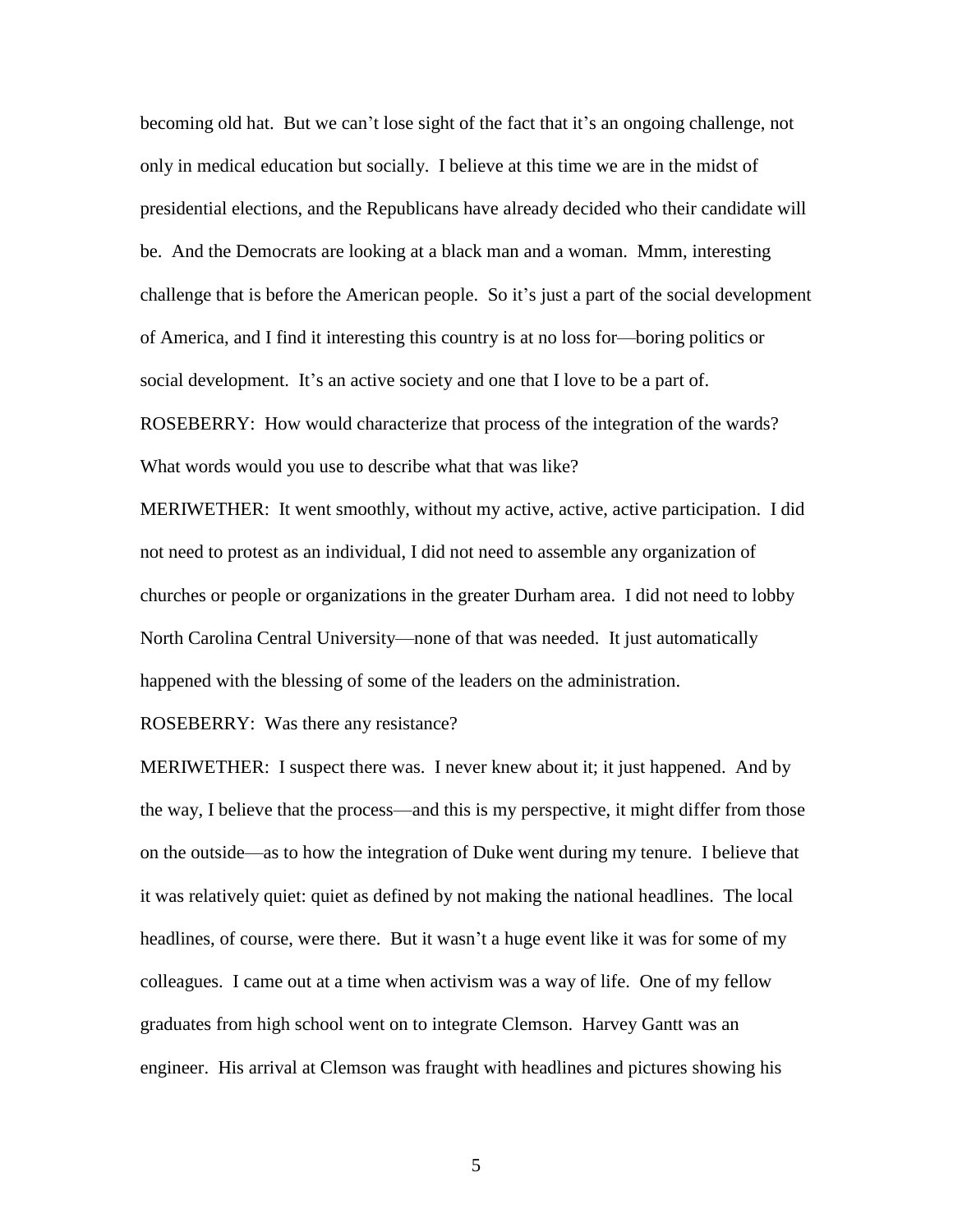becoming old hat. But we can't lose sight of the fact that it's an ongoing challenge, not only in medical education but socially. I believe at this time we are in the midst of presidential elections, and the Republicans have already decided who their candidate will be. And the Democrats are looking at a black man and a woman. Mmm, interesting challenge that is before the American people. So it's just a part of the social development of America, and I find it interesting this country is at no loss for—boring politics or social development. It's an active society and one that I love to be a part of.

ROSEBERRY: How would characterize that process of the integration of the wards? What words would you use to describe what that was like?

MERIWETHER: It went smoothly, without my active, active, active participation. I did not need to protest as an individual, I did not need to assemble any organization of churches or people or organizations in the greater Durham area. I did not need to lobby North Carolina Central University—none of that was needed. It just automatically happened with the blessing of some of the leaders on the administration.

ROSEBERRY: Was there any resistance?

MERIWETHER: I suspect there was. I never knew about it; it just happened. And by the way, I believe that the process—and this is my perspective, it might differ from those on the outside—as to how the integration of Duke went during my tenure. I believe that it was relatively quiet: quiet as defined by not making the national headlines. The local headlines, of course, were there. But it wasn't a huge event like it was for some of my colleagues. I came out at a time when activism was a way of life. One of my fellow graduates from high school went on to integrate Clemson. Harvey Gantt was an engineer. His arrival at Clemson was fraught with headlines and pictures showing his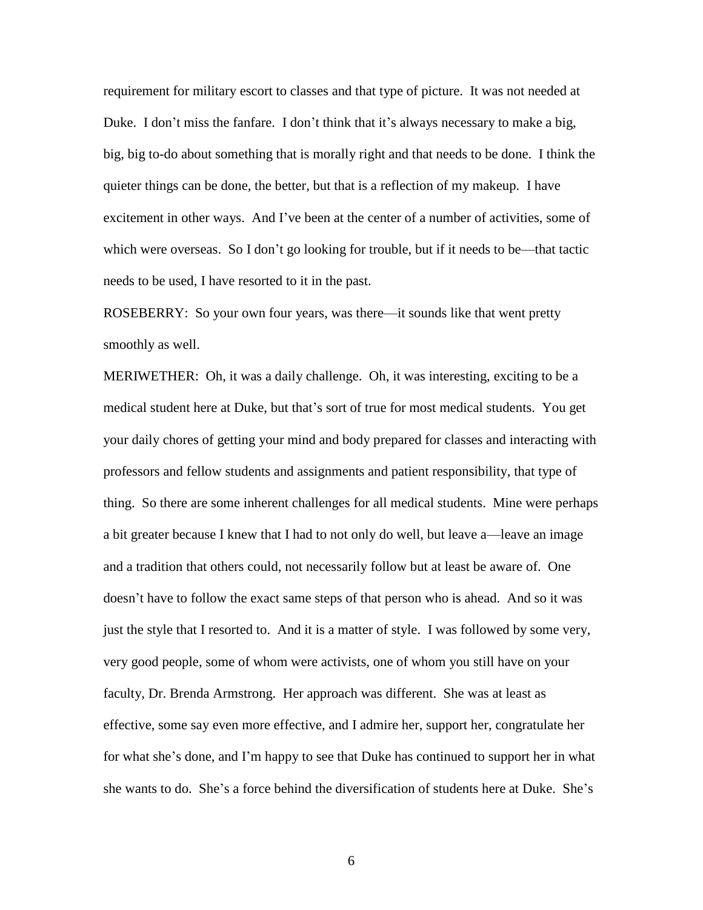requirement for military escort to classes and that type of picture. It was not needed at Duke. I don't miss the fanfare. I don't think that it's always necessary to make a big, big, big to-do about something that is morally right and that needs to be done. I think the quieter things can be done, the better, but that is a reflection of my makeup. I have excitement in other ways. And I've been at the center of a number of activities, some of which were overseas. So I don't go looking for trouble, but if it needs to be—that tactic needs to be used, I have resorted to it in the past.

ROSEBERRY: So your own four years, was there—it sounds like that went pretty smoothly as well.

MERIWETHER: Oh, it was a daily challenge. Oh, it was interesting, exciting to be a medical student here at Duke, but that's sort of true for most medical students. You get your daily chores of getting your mind and body prepared for classes and interacting with professors and fellow students and assignments and patient responsibility, that type of thing. So there are some inherent challenges for all medical students. Mine were perhaps a bit greater because I knew that I had to not only do well, but leave a—leave an image and a tradition that others could, not necessarily follow but at least be aware of. One doesn't have to follow the exact same steps of that person who is ahead. And so it was just the style that I resorted to. And it is a matter of style. I was followed by some very, very good people, some of whom were activists, one of whom you still have on your faculty, Dr. Brenda Armstrong. Her approach was different. She was at least as effective, some say even more effective, and I admire her, support her, congratulate her for what she's done, and I'm happy to see that Duke has continued to support her in what she wants to do. She's a force behind the diversification of students here at Duke. She's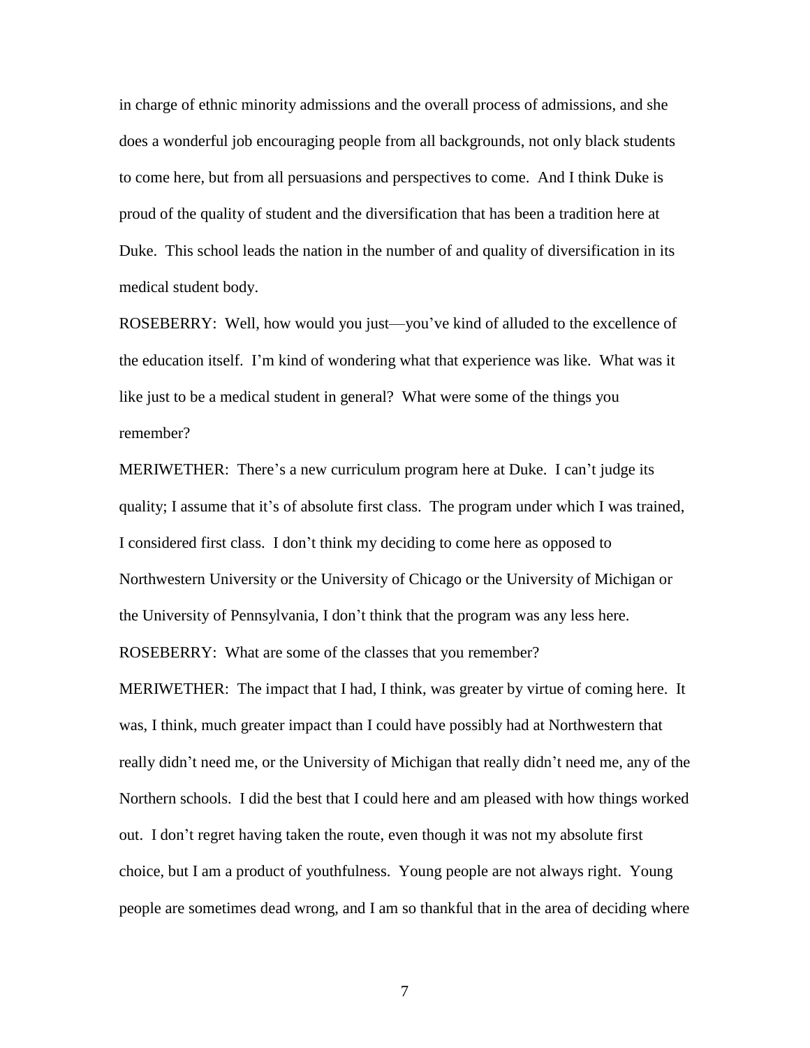in charge of ethnic minority admissions and the overall process of admissions, and she does a wonderful job encouraging people from all backgrounds, not only black students to come here, but from all persuasions and perspectives to come. And I think Duke is proud of the quality of student and the diversification that has been a tradition here at Duke. This school leads the nation in the number of and quality of diversification in its medical student body.

ROSEBERRY: Well, how would you just—you've kind of alluded to the excellence of the education itself. I'm kind of wondering what that experience was like. What was it like just to be a medical student in general? What were some of the things you remember?

MERIWETHER: There's a new curriculum program here at Duke. I can't judge its quality; I assume that it's of absolute first class. The program under which I was trained, I considered first class. I don't think my deciding to come here as opposed to Northwestern University or the University of Chicago or the University of Michigan or the University of Pennsylvania, I don't think that the program was any less here.

ROSEBERRY: What are some of the classes that you remember?

MERIWETHER: The impact that I had, I think, was greater by virtue of coming here. It was, I think, much greater impact than I could have possibly had at Northwestern that really didn't need me, or the University of Michigan that really didn't need me, any of the Northern schools. I did the best that I could here and am pleased with how things worked out. I don't regret having taken the route, even though it was not my absolute first choice, but I am a product of youthfulness. Young people are not always right. Young people are sometimes dead wrong, and I am so thankful that in the area of deciding where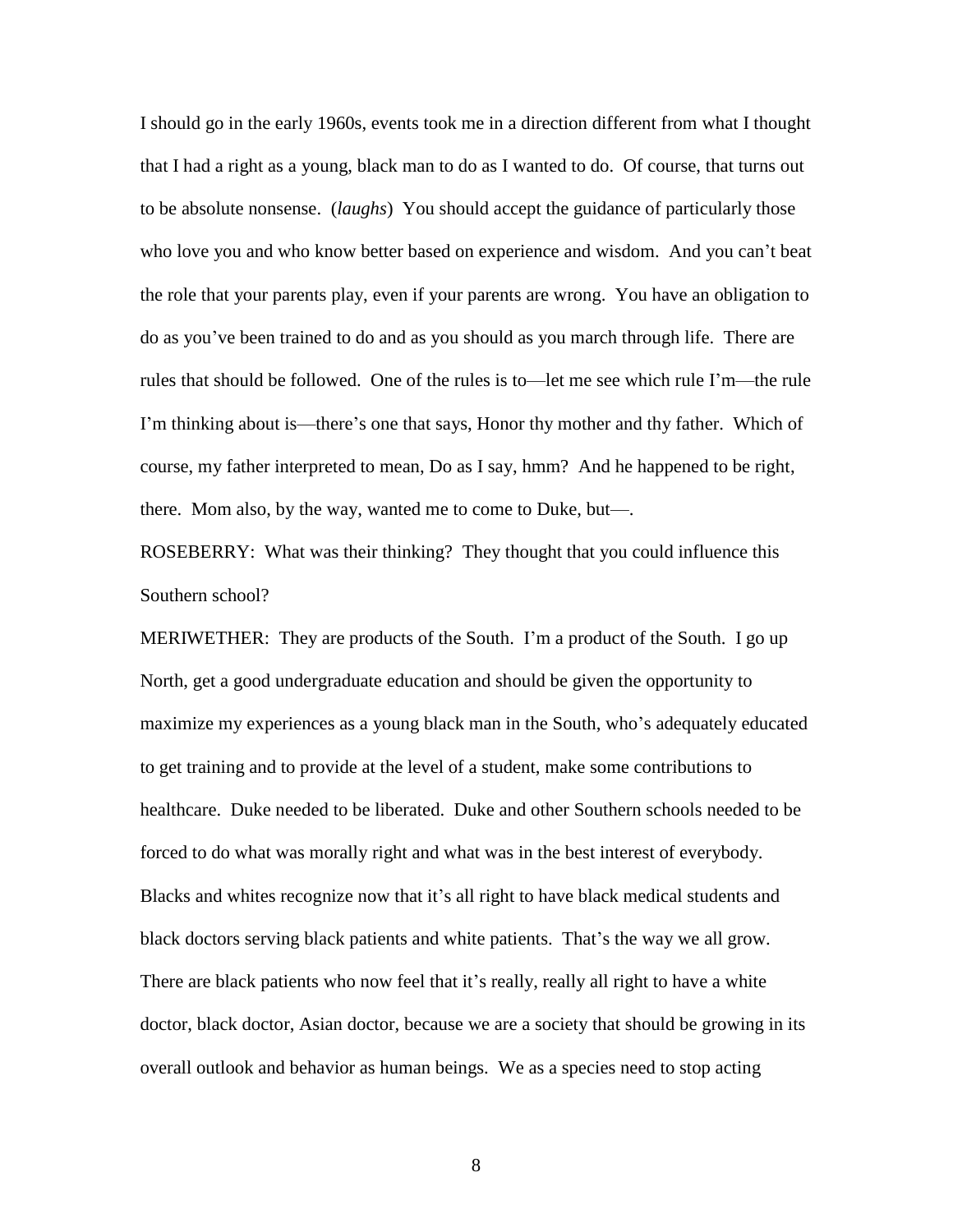I should go in the early 1960s, events took me in a direction different from what I thought that I had a right as a young, black man to do as I wanted to do. Of course, that turns out to be absolute nonsense. (*laughs*) You should accept the guidance of particularly those who love you and who know better based on experience and wisdom. And you can't beat the role that your parents play, even if your parents are wrong. You have an obligation to do as you've been trained to do and as you should as you march through life. There are rules that should be followed. One of the rules is to—let me see which rule I'm—the rule I'm thinking about is—there's one that says, Honor thy mother and thy father. Which of course, my father interpreted to mean, Do as I say, hmm? And he happened to be right, there. Mom also, by the way, wanted me to come to Duke, but—.

ROSEBERRY: What was their thinking? They thought that you could influence this Southern school?

MERIWETHER: They are products of the South. I'm a product of the South. I go up North, get a good undergraduate education and should be given the opportunity to maximize my experiences as a young black man in the South, who's adequately educated to get training and to provide at the level of a student, make some contributions to healthcare. Duke needed to be liberated. Duke and other Southern schools needed to be forced to do what was morally right and what was in the best interest of everybody. Blacks and whites recognize now that it's all right to have black medical students and black doctors serving black patients and white patients. That's the way we all grow. There are black patients who now feel that it's really, really all right to have a white doctor, black doctor, Asian doctor, because we are a society that should be growing in its overall outlook and behavior as human beings. We as a species need to stop acting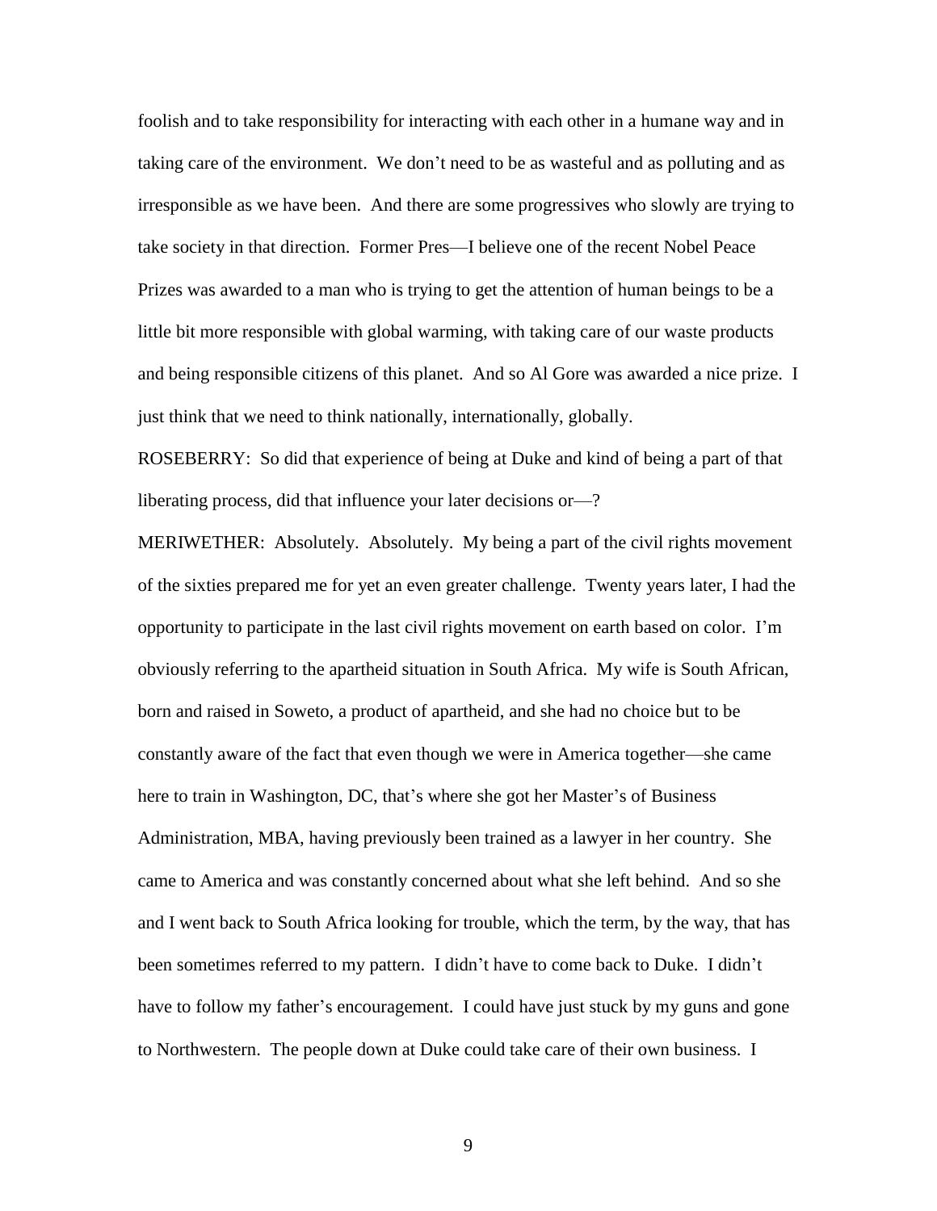foolish and to take responsibility for interacting with each other in a humane way and in taking care of the environment. We don't need to be as wasteful and as polluting and as irresponsible as we have been. And there are some progressives who slowly are trying to take society in that direction. Former Pres—I believe one of the recent Nobel Peace Prizes was awarded to a man who is trying to get the attention of human beings to be a little bit more responsible with global warming, with taking care of our waste products and being responsible citizens of this planet. And so Al Gore was awarded a nice prize. I just think that we need to think nationally, internationally, globally.

ROSEBERRY: So did that experience of being at Duke and kind of being a part of that liberating process, did that influence your later decisions or—?

MERIWETHER: Absolutely. Absolutely. My being a part of the civil rights movement of the sixties prepared me for yet an even greater challenge. Twenty years later, I had the opportunity to participate in the last civil rights movement on earth based on color. I'm obviously referring to the apartheid situation in South Africa. My wife is South African, born and raised in Soweto, a product of apartheid, and she had no choice but to be constantly aware of the fact that even though we were in America together—she came here to train in Washington, DC, that's where she got her Master's of Business Administration, MBA, having previously been trained as a lawyer in her country. She came to America and was constantly concerned about what she left behind. And so she and I went back to South Africa looking for trouble, which the term, by the way, that has been sometimes referred to my pattern. I didn't have to come back to Duke. I didn't have to follow my father's encouragement. I could have just stuck by my guns and gone to Northwestern. The people down at Duke could take care of their own business. I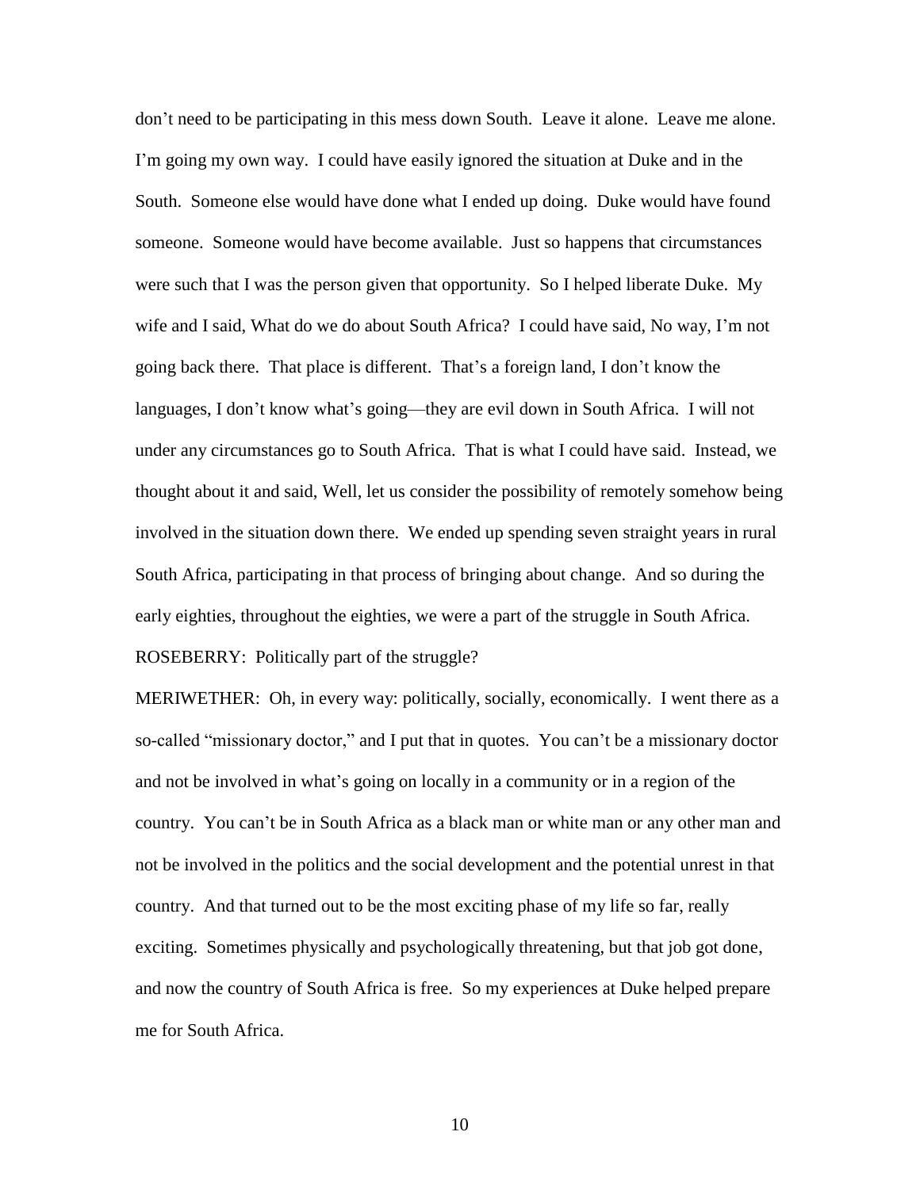don't need to be participating in this mess down South. Leave it alone. Leave me alone. I'm going my own way. I could have easily ignored the situation at Duke and in the South. Someone else would have done what I ended up doing. Duke would have found someone. Someone would have become available. Just so happens that circumstances were such that I was the person given that opportunity. So I helped liberate Duke. My wife and I said, What do we do about South Africa? I could have said, No way, I'm not going back there. That place is different. That's a foreign land, I don't know the languages, I don't know what's going—they are evil down in South Africa. I will not under any circumstances go to South Africa. That is what I could have said. Instead, we thought about it and said, Well, let us consider the possibility of remotely somehow being involved in the situation down there. We ended up spending seven straight years in rural South Africa, participating in that process of bringing about change. And so during the early eighties, throughout the eighties, we were a part of the struggle in South Africa.

ROSEBERRY: Politically part of the struggle?

MERIWETHER: Oh, in every way: politically, socially, economically. I went there as a so-called "missionary doctor," and I put that in quotes. You can't be a missionary doctor and not be involved in what's going on locally in a community or in a region of the country. You can't be in South Africa as a black man or white man or any other man and not be involved in the politics and the social development and the potential unrest in that country. And that turned out to be the most exciting phase of my life so far, really exciting. Sometimes physically and psychologically threatening, but that job got done, and now the country of South Africa is free. So my experiences at Duke helped prepare me for South Africa.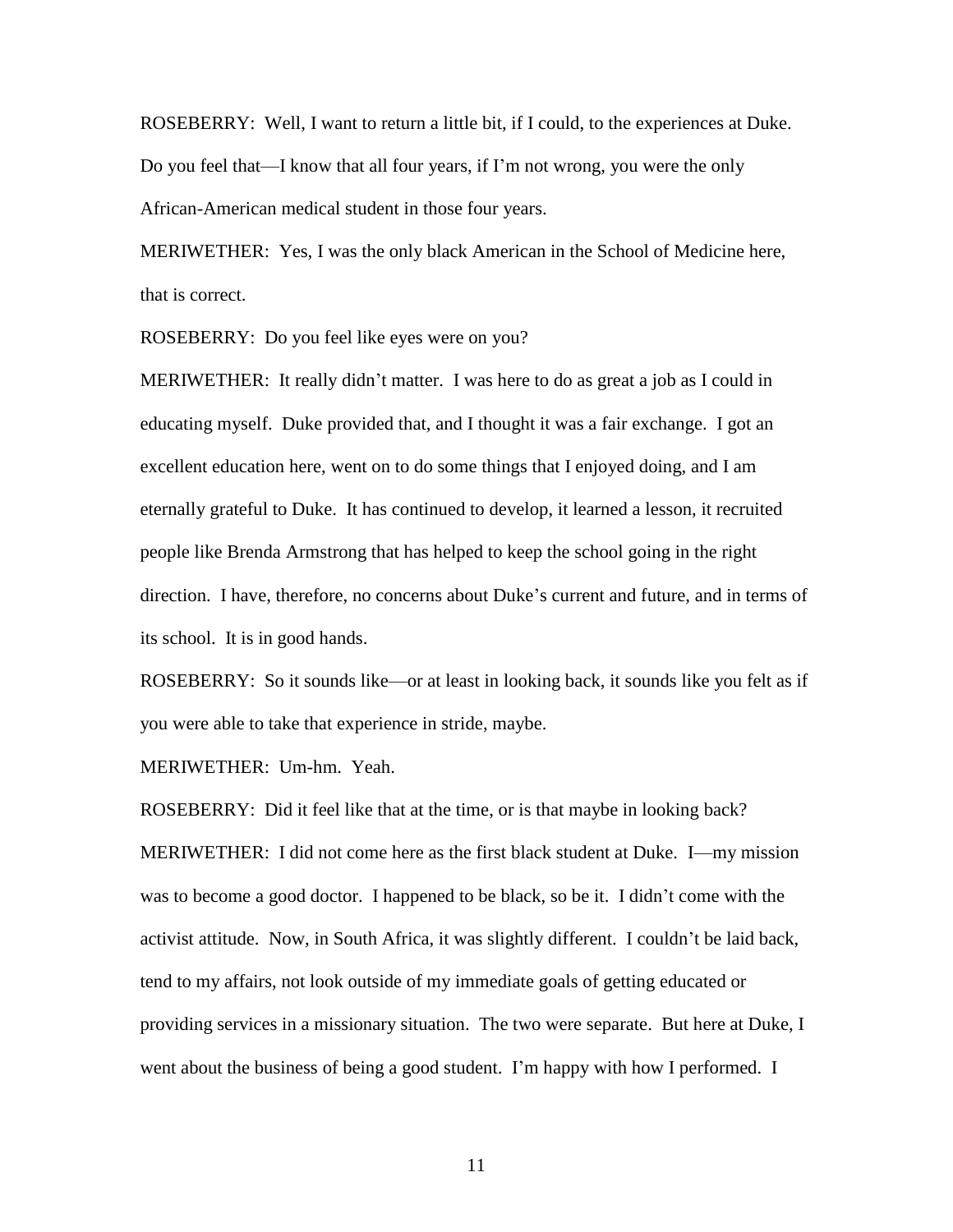ROSEBERRY: Well, I want to return a little bit, if I could, to the experiences at Duke. Do you feel that—I know that all four years, if I'm not wrong, you were the only African-American medical student in those four years.

MERIWETHER: Yes, I was the only black American in the School of Medicine here, that is correct.

ROSEBERRY: Do you feel like eyes were on you?

MERIWETHER: It really didn't matter. I was here to do as great a job as I could in educating myself. Duke provided that, and I thought it was a fair exchange. I got an excellent education here, went on to do some things that I enjoyed doing, and I am eternally grateful to Duke. It has continued to develop, it learned a lesson, it recruited people like Brenda Armstrong that has helped to keep the school going in the right direction. I have, therefore, no concerns about Duke's current and future, and in terms of its school. It is in good hands.

ROSEBERRY: So it sounds like—or at least in looking back, it sounds like you felt as if you were able to take that experience in stride, maybe.

MERIWETHER: Um-hm. Yeah.

ROSEBERRY: Did it feel like that at the time, or is that maybe in looking back?

MERIWETHER: I did not come here as the first black student at Duke. I—my mission was to become a good doctor. I happened to be black, so be it. I didn't come with the activist attitude. Now, in South Africa, it was slightly different. I couldn't be laid back, tend to my affairs, not look outside of my immediate goals of getting educated or providing services in a missionary situation. The two were separate. But here at Duke, I went about the business of being a good student. I'm happy with how I performed. I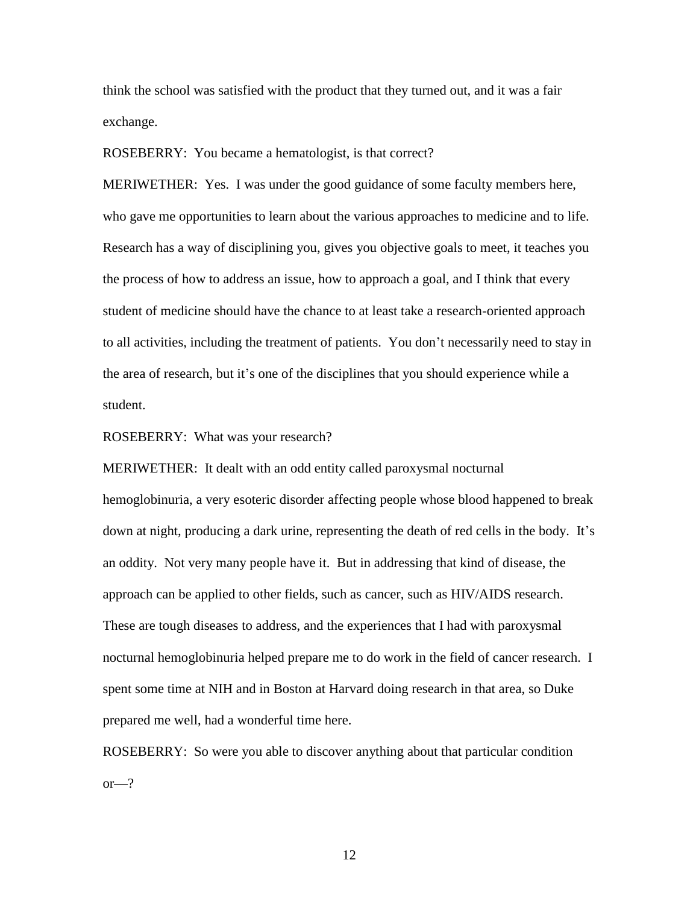think the school was satisfied with the product that they turned out, and it was a fair exchange.

ROSEBERRY: You became a hematologist, is that correct?

MERIWETHER: Yes. I was under the good guidance of some faculty members here, who gave me opportunities to learn about the various approaches to medicine and to life. Research has a way of disciplining you, gives you objective goals to meet, it teaches you the process of how to address an issue, how to approach a goal, and I think that every student of medicine should have the chance to at least take a research-oriented approach to all activities, including the treatment of patients. You don't necessarily need to stay in the area of research, but it's one of the disciplines that you should experience while a student.

ROSEBERRY: What was your research?

MERIWETHER: It dealt with an odd entity called paroxysmal nocturnal hemoglobinuria, a very esoteric disorder affecting people whose blood happened to break down at night, producing a dark urine, representing the death of red cells in the body. It's an oddity. Not very many people have it. But in addressing that kind of disease, the approach can be applied to other fields, such as cancer, such as HIV/AIDS research. These are tough diseases to address, and the experiences that I had with paroxysmal nocturnal hemoglobinuria helped prepare me to do work in the field of cancer research. I spent some time at NIH and in Boston at Harvard doing research in that area, so Duke prepared me well, had a wonderful time here.

ROSEBERRY: So were you able to discover anything about that particular condition or—?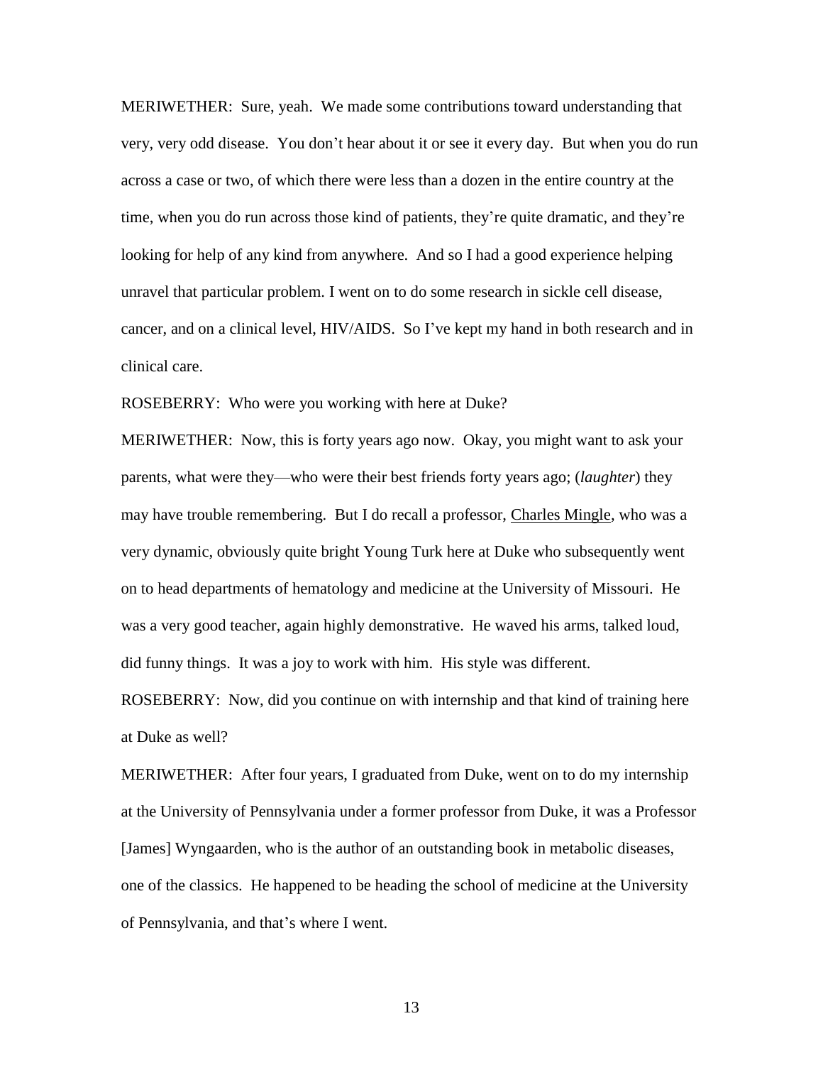MERIWETHER: Sure, yeah. We made some contributions toward understanding that very, very odd disease. You don't hear about it or see it every day. But when you do run across a case or two, of which there were less than a dozen in the entire country at the time, when you do run across those kind of patients, they're quite dramatic, and they're looking for help of any kind from anywhere. And so I had a good experience helping unravel that particular problem. I went on to do some research in sickle cell disease, cancer, and on a clinical level, HIV/AIDS. So I've kept my hand in both research and in clinical care.

ROSEBERRY: Who were you working with here at Duke?

MERIWETHER: Now, this is forty years ago now. Okay, you might want to ask your parents, what were they—who were their best friends forty years ago; (*laughter*) they may have trouble remembering. But I do recall a professor, Charles Mingle, who was a very dynamic, obviously quite bright Young Turk here at Duke who subsequently went on to head departments of hematology and medicine at the University of Missouri. He was a very good teacher, again highly demonstrative. He waved his arms, talked loud, did funny things. It was a joy to work with him. His style was different.

ROSEBERRY: Now, did you continue on with internship and that kind of training here at Duke as well?

MERIWETHER: After four years, I graduated from Duke, went on to do my internship at the University of Pennsylvania under a former professor from Duke, it was a Professor [James] Wyngaarden, who is the author of an outstanding book in metabolic diseases, one of the classics. He happened to be heading the school of medicine at the University of Pennsylvania, and that's where I went.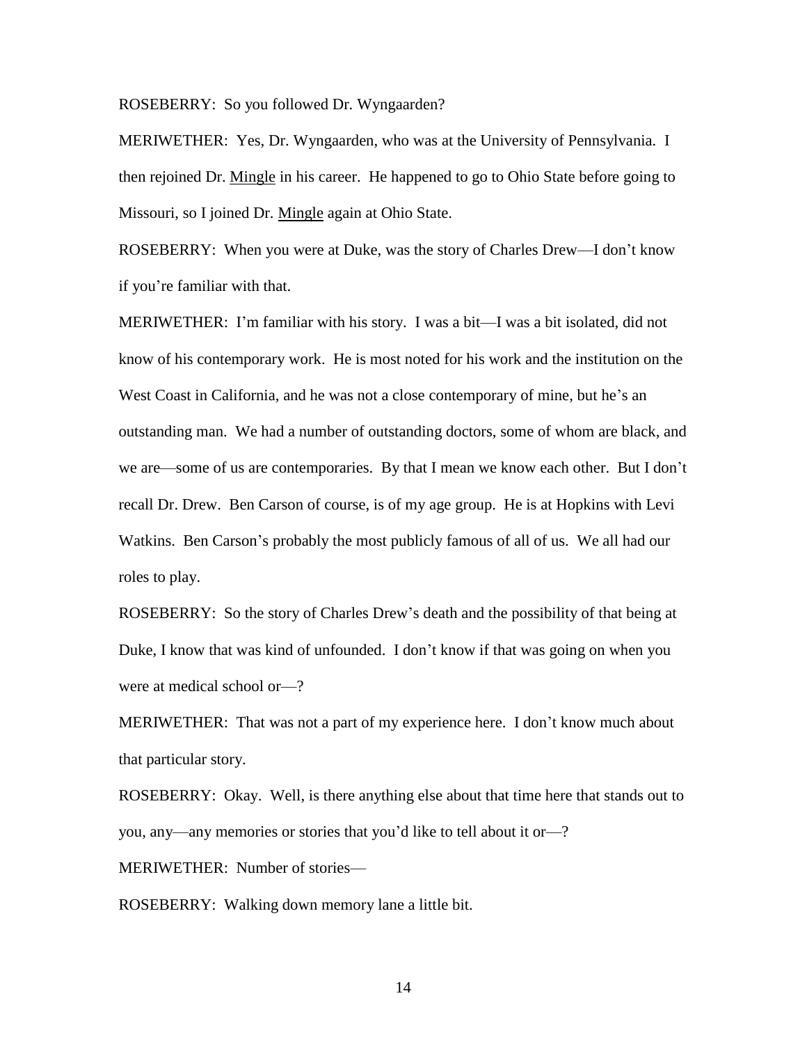ROSEBERRY: So you followed Dr. Wyngaarden?

MERIWETHER: Yes, Dr. Wyngaarden, who was at the University of Pennsylvania. I then rejoined Dr. Mingle in his career. He happened to go to Ohio State before going to Missouri, so I joined Dr. Mingle again at Ohio State.

ROSEBERRY: When you were at Duke, was the story of Charles Drew—I don't know if you're familiar with that.

MERIWETHER: I'm familiar with his story. I was a bit—I was a bit isolated, did not know of his contemporary work. He is most noted for his work and the institution on the West Coast in California, and he was not a close contemporary of mine, but he's an outstanding man. We had a number of outstanding doctors, some of whom are black, and we are—some of us are contemporaries. By that I mean we know each other. But I don't recall Dr. Drew. Ben Carson of course, is of my age group. He is at Hopkins with Levi Watkins. Ben Carson's probably the most publicly famous of all of us. We all had our roles to play.

ROSEBERRY: So the story of Charles Drew's death and the possibility of that being at Duke, I know that was kind of unfounded. I don't know if that was going on when you were at medical school or—?

MERIWETHER: That was not a part of my experience here. I don't know much about that particular story.

ROSEBERRY: Okay. Well, is there anything else about that time here that stands out to you, any—any memories or stories that you'd like to tell about it or—?

MERIWETHER: Number of stories—

ROSEBERRY: Walking down memory lane a little bit.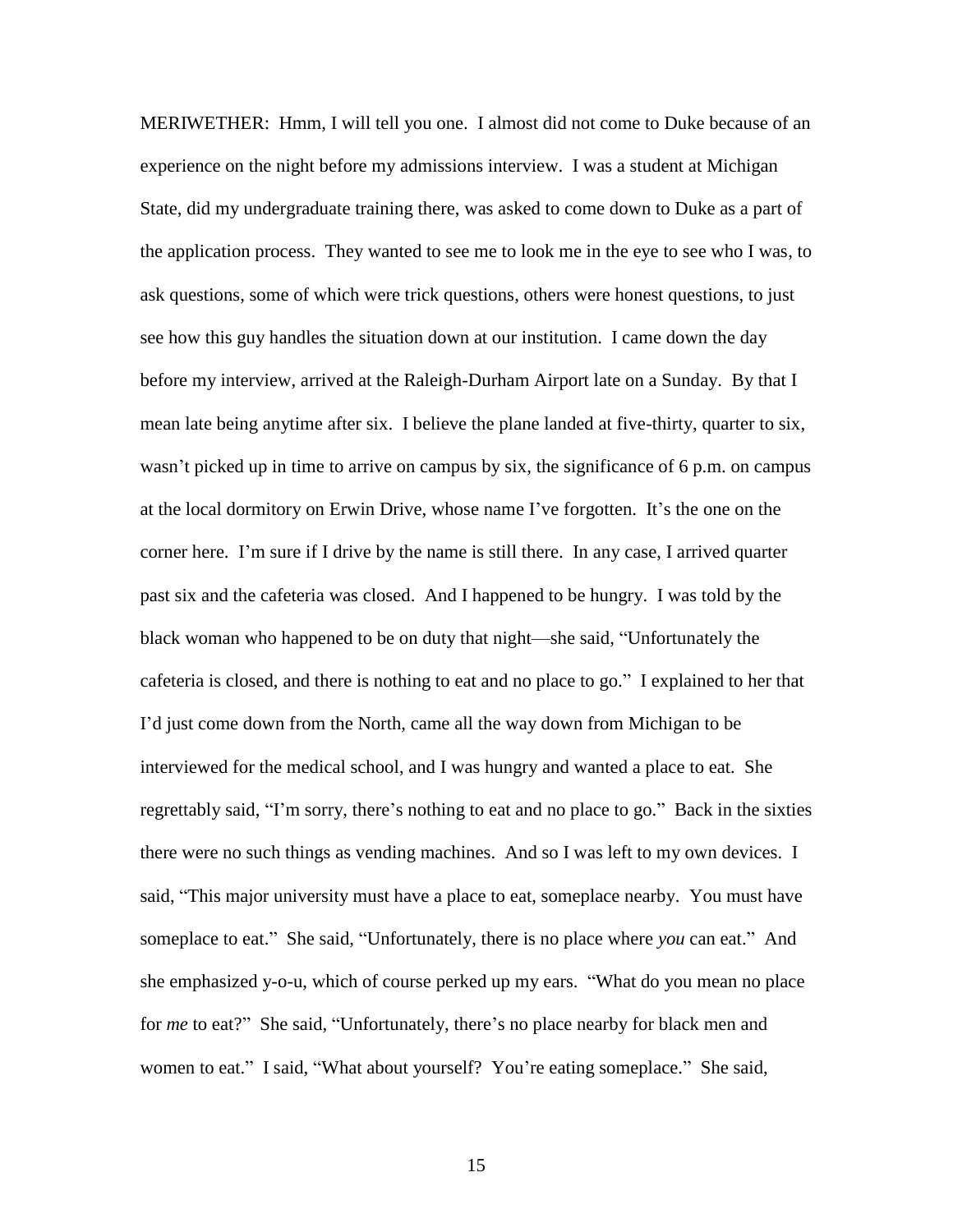MERIWETHER: Hmm, I will tell you one. I almost did not come to Duke because of an experience on the night before my admissions interview. I was a student at Michigan State, did my undergraduate training there, was asked to come down to Duke as a part of the application process. They wanted to see me to look me in the eye to see who I was, to ask questions, some of which were trick questions, others were honest questions, to just see how this guy handles the situation down at our institution. I came down the day before my interview, arrived at the Raleigh-Durham Airport late on a Sunday. By that I mean late being anytime after six. I believe the plane landed at five-thirty, quarter to six, wasn't picked up in time to arrive on campus by six, the significance of 6 p.m. on campus at the local dormitory on Erwin Drive, whose name I've forgotten. It's the one on the corner here. I'm sure if I drive by the name is still there. In any case, I arrived quarter past six and the cafeteria was closed. And I happened to be hungry. I was told by the black woman who happened to be on duty that night—she said, "Unfortunately the cafeteria is closed, and there is nothing to eat and no place to go." I explained to her that I'd just come down from the North, came all the way down from Michigan to be interviewed for the medical school, and I was hungry and wanted a place to eat. She regrettably said, "I'm sorry, there's nothing to eat and no place to go." Back in the sixties there were no such things as vending machines. And so I was left to my own devices. I said, "This major university must have a place to eat, someplace nearby. You must have someplace to eat." She said, "Unfortunately, there is no place where *you* can eat." And she emphasized y-o-u, which of course perked up my ears. "What do you mean no place for *me* to eat?" She said, "Unfortunately, there's no place nearby for black men and women to eat." I said, "What about yourself? You're eating someplace." She said,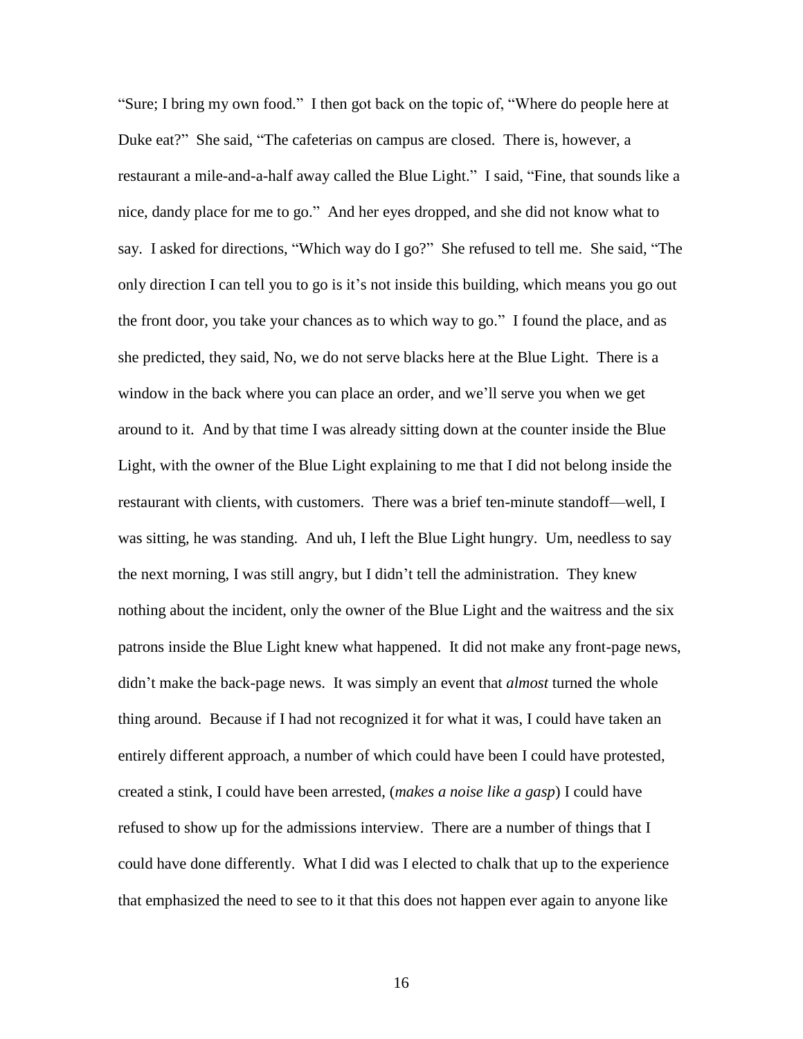"Sure; I bring my own food." I then got back on the topic of, "Where do people here at Duke eat?" She said, "The cafeterias on campus are closed. There is, however, a restaurant a mile-and-a-half away called the Blue Light." I said, "Fine, that sounds like a nice, dandy place for me to go." And her eyes dropped, and she did not know what to say. I asked for directions, "Which way do I go?" She refused to tell me. She said, "The only direction I can tell you to go is it's not inside this building, which means you go out the front door, you take your chances as to which way to go." I found the place, and as she predicted, they said, No, we do not serve blacks here at the Blue Light. There is a window in the back where you can place an order, and we'll serve you when we get around to it. And by that time I was already sitting down at the counter inside the Blue Light, with the owner of the Blue Light explaining to me that I did not belong inside the restaurant with clients, with customers. There was a brief ten-minute standoff—well, I was sitting, he was standing. And uh, I left the Blue Light hungry. Um, needless to say the next morning, I was still angry, but I didn't tell the administration. They knew nothing about the incident, only the owner of the Blue Light and the waitress and the six patrons inside the Blue Light knew what happened. It did not make any front-page news, didn't make the back-page news. It was simply an event that *almost* turned the whole thing around. Because if I had not recognized it for what it was, I could have taken an entirely different approach, a number of which could have been I could have protested, created a stink, I could have been arrested, (*makes a noise like a gasp*) I could have refused to show up for the admissions interview. There are a number of things that I could have done differently. What I did was I elected to chalk that up to the experience that emphasized the need to see to it that this does not happen ever again to anyone like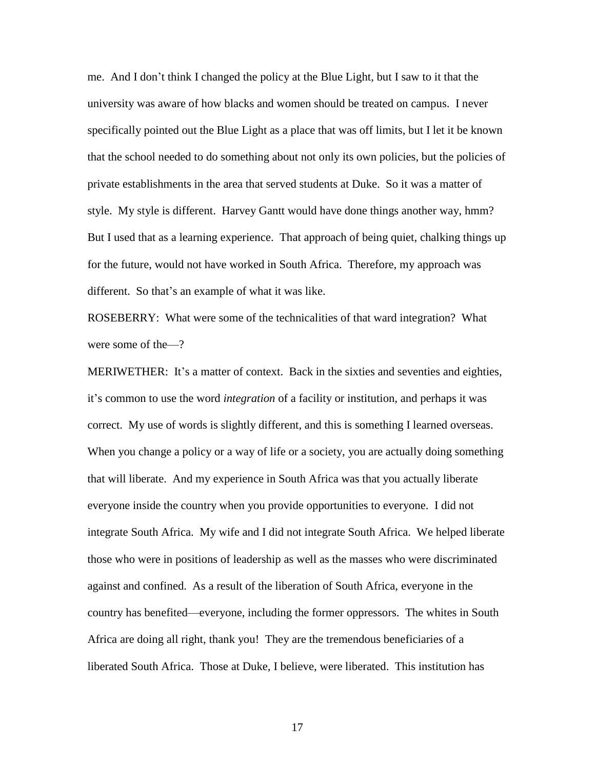me. And I don't think I changed the policy at the Blue Light, but I saw to it that the university was aware of how blacks and women should be treated on campus. I never specifically pointed out the Blue Light as a place that was off limits, but I let it be known that the school needed to do something about not only its own policies, but the policies of private establishments in the area that served students at Duke. So it was a matter of style. My style is different. Harvey Gantt would have done things another way, hmm? But I used that as a learning experience. That approach of being quiet, chalking things up for the future, would not have worked in South Africa. Therefore, my approach was different. So that's an example of what it was like.

ROSEBERRY: What were some of the technicalities of that ward integration? What were some of the—?

MERIWETHER: It's a matter of context. Back in the sixties and seventies and eighties, it's common to use the word *integration* of a facility or institution, and perhaps it was correct. My use of words is slightly different, and this is something I learned overseas. When you change a policy or a way of life or a society, you are actually doing something that will liberate. And my experience in South Africa was that you actually liberate everyone inside the country when you provide opportunities to everyone. I did not integrate South Africa. My wife and I did not integrate South Africa. We helped liberate those who were in positions of leadership as well as the masses who were discriminated against and confined. As a result of the liberation of South Africa, everyone in the country has benefited—everyone, including the former oppressors. The whites in South Africa are doing all right, thank you! They are the tremendous beneficiaries of a liberated South Africa. Those at Duke, I believe, were liberated. This institution has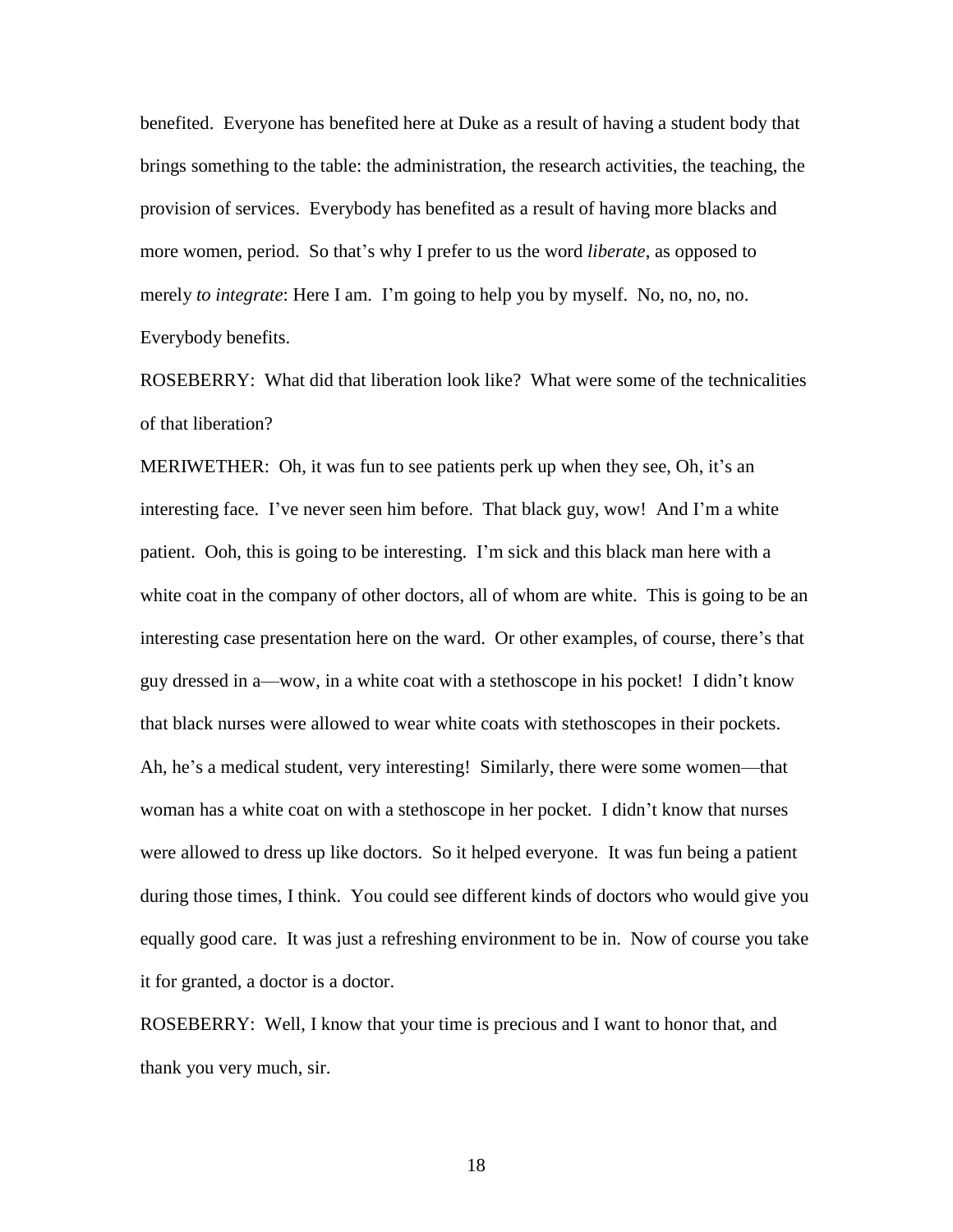benefited. Everyone has benefited here at Duke as a result of having a student body that brings something to the table: the administration, the research activities, the teaching, the provision of services. Everybody has benefited as a result of having more blacks and more women, period. So that's why I prefer to us the word *liberate*, as opposed to merely *to integrate*: Here I am. I'm going to help you by myself. No, no, no, no. Everybody benefits.

ROSEBERRY: What did that liberation look like? What were some of the technicalities of that liberation?

MERIWETHER: Oh, it was fun to see patients perk up when they see, Oh, it's an interesting face. I've never seen him before. That black guy, wow! And I'm a white patient. Ooh, this is going to be interesting. I'm sick and this black man here with a white coat in the company of other doctors, all of whom are white. This is going to be an interesting case presentation here on the ward. Or other examples, of course, there's that guy dressed in a—wow, in a white coat with a stethoscope in his pocket! I didn't know that black nurses were allowed to wear white coats with stethoscopes in their pockets. Ah, he's a medical student, very interesting! Similarly, there were some women—that woman has a white coat on with a stethoscope in her pocket. I didn't know that nurses were allowed to dress up like doctors. So it helped everyone. It was fun being a patient during those times, I think. You could see different kinds of doctors who would give you equally good care. It was just a refreshing environment to be in. Now of course you take it for granted, a doctor is a doctor.

ROSEBERRY: Well, I know that your time is precious and I want to honor that, and thank you very much, sir.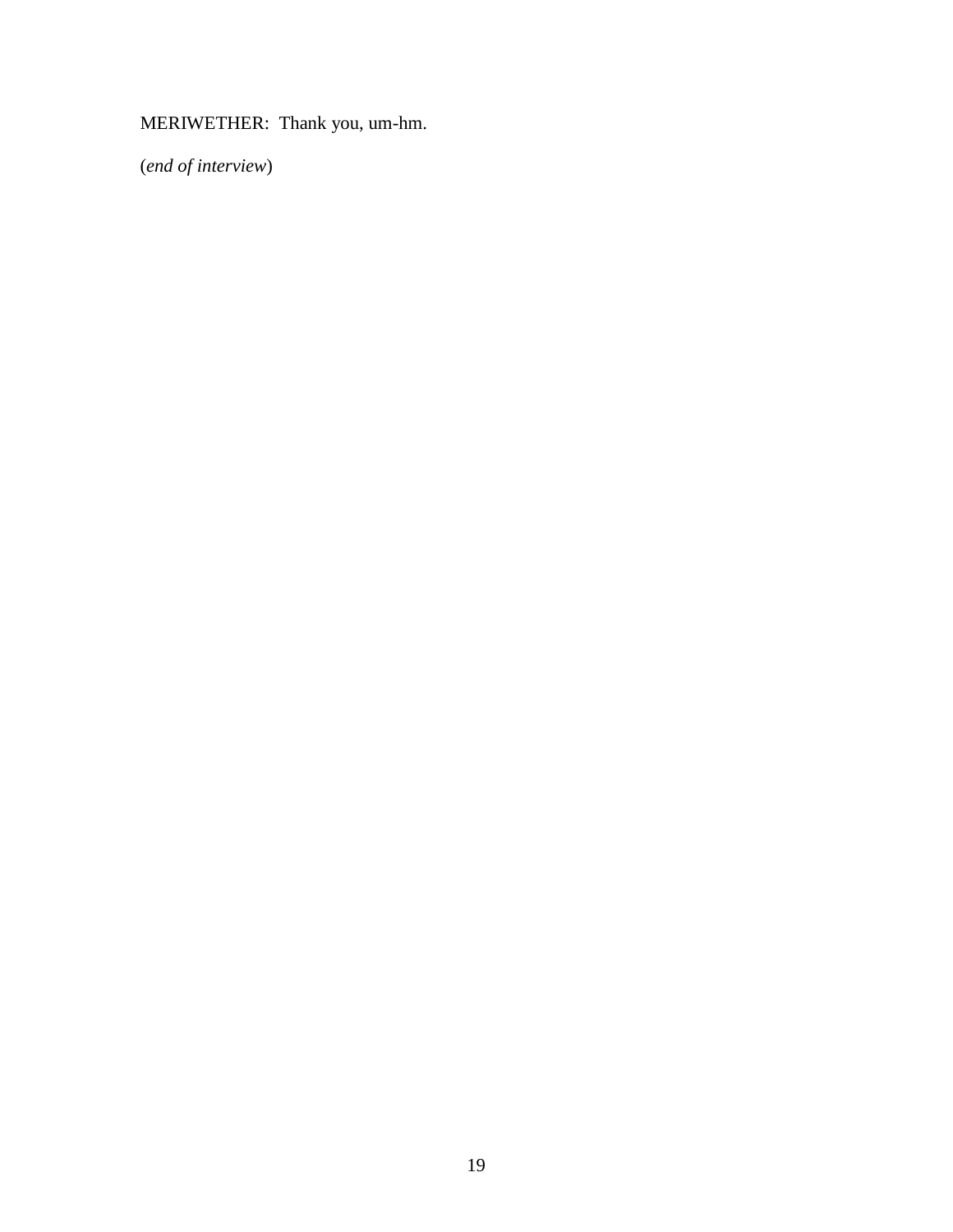MERIWETHER:  Thank you, um-hm.

(*end of interview*)